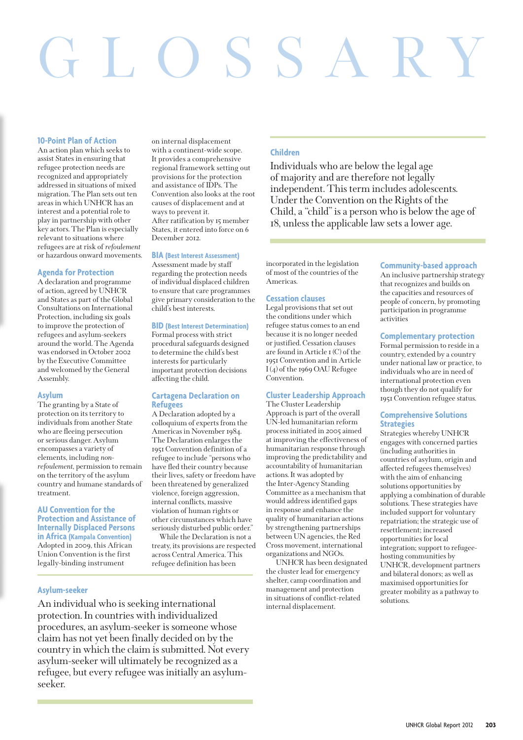// GLOSSARY

# GLOSSARY

### 10-Point Plan of Action

An action plan which seeks to assist States in ensuring that refugee protection needs are recognized and appropriately addressed in situations of mixed migration. The Plan sets out ten areas in which UNHCR has an interest and a potential role to play in partnership with other key actors. The Plan is especially relevant to situations where refugees are at risk of *refoulement* or hazardous onward movements.

### Agenda for Protection

A declaration and programme of action, agreed by UNHCR and States as part of the Global Consultations on International Protection, including six goals to improve the protection of refugees and asylum-seekers around the world. The Agenda was endorsed in October 2002 by the Executive Committee and welcomed by the General Assembly.

### Asylum

The granting by a State of protection on its territory to individuals from another State who are fleeing persecution or serious danger. Asylum encompasses a variety of elements, including *non-refoulement*, permission to remain on the territory of the asylum country and humane standards of treatment.

### AU Convention for the Protection and Assistance of Internally Displaced Persons in Africa (Kampala Convention)

Adopted in 2009, this African Union Convention is the first legally-binding instrument on internal displacement with a continent-wide scope. It provides a comprehensive regional framework setting out provisions for the protection and assistance of IDPs. The Convention also looks at the root causes of displacement and at ways to prevent it.

After ratification by 15 member States, it entered into force on 6 December 2012.

### BIA (Best Interest Assessment)

Assessment made by staff regarding the protection needs of individual displaced children to ensure that care programmes give primary consideration to the child's best interests.

### BID (Best Interest Determination)

Formal process with strict procedural safeguards designed to determine the child's best interests for particularly important protection decisions affecting the child.

### Cartagena Declaration on Refugees

A Declaration adopted by a colloquium of experts from the Americas in November 1984. The Declaration enlarges the 1951 Convention definition of a refugee to include "persons who have fled their country because their lives, safety or freedom have been threatened by generalized violence, foreign aggression, internal conflicts, massive violation of human rights or other circumstances which have seriously disturbed public order."

While the Declaration is not a treaty, its provisions are respected across Central America. This refugee definition has been incorporated in the legislation of most of the countries of the Americas.

### Asylum-seeker

An individual who is seeking international protection. In countries with individualized procedures, an asylum-seeker is someone whose claim has not yet been finally decided on by the country in which the claim is submitted. Not every asylum-seeker will ultimately be recognized as a refugee, but every refugee was initially an asylum-seeker.

### Children

Individuals who are below the legal age of majority and are therefore not legally independent. This term includes adolescents. Under the Convention on the Rights of the Child, a "child" is a person who is below the age of 18, unless the applicable law sets a lower age.

### Cessation clauses

Legal provisions that set out the conditions under which refugee status comes to an end because it is no longer needed or justified. Cessation clauses are found in Article 1 (C) of the 1951 Convention and in Article I (4) of the 1969 OAU Refugee Convention.

### Cluster Leadership Approach

The Cluster Leadership Approach is part of the overall UN-led humanitarian reform process initiated in 2005 aimed at improving the effectiveness of humanitarian response through improving the predictability and accountability of humanitarian actions. It was adopted by the Inter-Agency Standing Committee as a mechanism that would address identified gaps in response and enhance the quality of humanitarian actions by strengthening partnerships between UN agencies, the Red Cross movement, international organizations and NGOs.

UNHCR has been designated the cluster lead for emergency shelter, camp coordination and management and protection in situations of conflict-related internal displacement.

### Community-based approach

An inclusive partnership strategy that recognizes and builds on the capacities and resources of people of concern, by promoting participation in programme activities

### Complementary protection

Formal permission to reside in a country, extended by a country under national law or practice, to individuals who are in need of international protection even though they do not qualify for 1951 Convention refugee status.

### Comprehensive Solutions Strategies

Strategies whereby UNHCR engages with concerned parties (including authorities in countries of asylum, origin and affected refugees themselves) with the aim of enhancing solutions opportunities by applying a combination of durable solutions. These strategies have included support for voluntary repatriation; the strategic use of resettlement; increased opportunities for local integration; support to refugee-hosting communities by UNHCR, development partners and bilateral donors; as well as maximised opportunities for greater mobility as a pathway to solutions.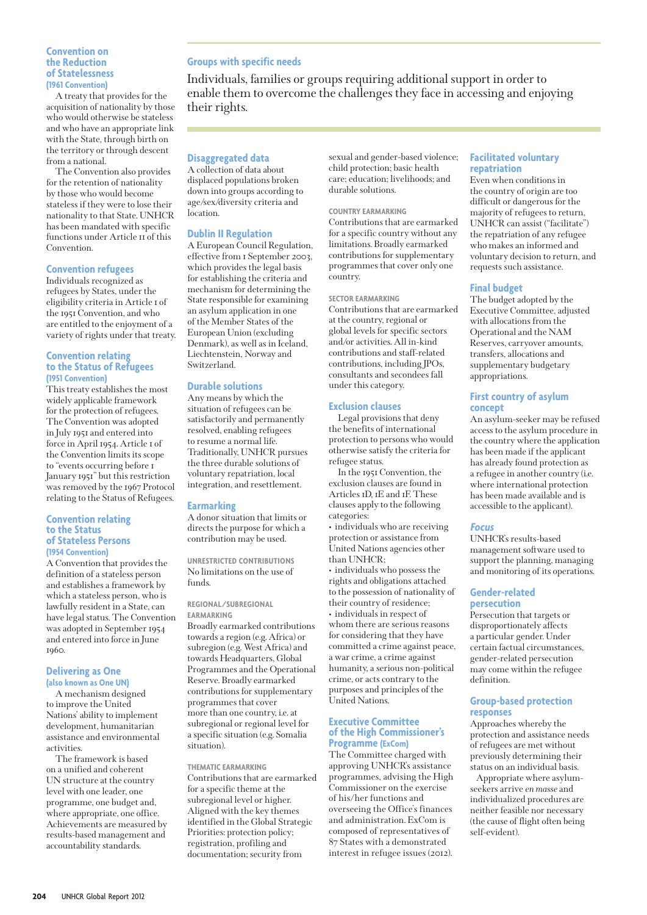### Convention on the Reduction of Statelessness (1961 Convention)

A treaty that provides for the acquisition of nationality by those who would otherwise be stateless and who have an appropriate link with the State, through birth on the territory or through descent from a national.

The Convention also provides for the retention of nationality by those who would become stateless if they were to lose their nationality to that State. UNHCR has been mandated with specific functions under Article 11 of this Convention.

### Convention refugees

Individuals recognized as refugees by States, under the eligibility criteria in Article 1 of the 1951 Convention, and who are entitled to the enjoyment of a variety of rights under that treaty.

### Convention relating to the Status of Refugees (1951 Convention)

This treaty establishes the most widely applicable framework for the protection of refugees. The Convention was adopted in July 1951 and entered into force in April 1954. Article 1 of the Convention limits its scope to "events occurring before 1 January 1951" but this restriction was removed by the 1967 Protocol relating to the Status of Refugees.

### Convention relating to the Status of Stateless Persons (1954 Convention)

A Convention that provides the definition of a stateless person and establishes a framework by which a stateless person, who is lawfully resident in a State, can have legal status. The Convention was adopted in September 1954 and entered into force in June 1960.

### Delivering as One (also known as One UN)

A mechanism designed to improve the United Nations' ability to implement development, humanitarian assistance and environmental activities.

The framework is based on a unified and coherent UN structure at the country level with one leader, one programme, one budget and, where appropriate, one office. Achievements are measured by results-based management and accountability standards.

### Groups with specific needs

Individuals, families or groups requiring additional support in order to enable them to overcome the challenges they face in accessing and enjoying their rights.

### Disaggregated data

A collection of data about displaced populations broken down into groups according to age/sex/diversity criteria and location.

### Dublin II Regulation

A European Council Regulation, effective from 1 September 2003, which provides the legal basis for establishing the criteria and mechanism for determining the State responsible for examining an asylum application in one of the Member States of the European Union (excluding Denmark), as well as in Iceland, Liechtenstein, Norway and Switzerland.

### Durable solutions

Any means by which the situation of refugees can be satisfactorily and permanently resolved, enabling refugees to resume a normal life. Traditionally, UNHCR pursues the three durable solutions of voluntary repatriation, local integration, and resettlement.

### Earmarking

A donor situation that limits or directs the purpose for which a contribution may be used.

**UNRESTRICTED CONTRIBUTIONS**
No limitations on the use of funds.

**REGIONAL/SUBREGIONAL EARMARKING**
Broadly earmarked contributions towards a region (e.g. Africa) or subregion (e.g. West Africa) and towards Headquarters, Global Programmes and the Operational Reserve. Broadly earmarked contributions for supplementary programmes that cover more than one country, i.e. at subregional or regional level for a specific situation (e.g. Somalia situation).

**THEMATIC EARMARKING**
Contributions that are earmarked for a specific theme at the subregional level or higher. Aligned with the key themes identified in the Global Strategic Priorities: protection policy; registration, profiling and documentation; security from sexual and gender-based violence; child protection; basic health care; education; livelihoods; and durable solutions.

**COUNTRY EARMARKING**
Contributions that are earmarked for a specific country without any limitations. Broadly earmarked contributions for supplementary programmes that cover only one country.

**SECTOR EARMARKING**
Contributions that are earmarked at the country, regional or global levels for specific sectors and/or activities. All in-kind contributions and staff-related contributions, including JPOs, consultants and secondees fall under this category.

### Exclusion clauses

Legal provisions that deny the benefits of international protection to persons who would otherwise satisfy the criteria for refugee status.

In the 1951 Convention, the exclusion clauses are found in Articles 1D, 1E and 1F. These clauses apply to the following categories:

- individuals who are receiving protection or assistance from United Nations agencies other than UNHCR;
- individuals who possess the rights and obligations attached to the possession of nationality of their country of residence;
- individuals in respect of whom there are serious reasons for considering that they have committed a crime against peace, a war crime, a crime against humanity, a serious non-political crime, or acts contrary to the purposes and principles of the United Nations.

### Executive Committee of the High Commissioner's Programme (ExCom)

The Committee charged with approving UNHCR's assistance programmes, advising the High Commissioner on the exercise of his/her functions and overseeing the Office's finances and administration. ExCom is composed of representatives of 87 States with a demonstrated interest in refugee issues (2012).

### Facilitated voluntary repatriation

Even when conditions in the country of origin are too difficult or dangerous for the majority of refugees to return, UNHCR can assist ("facilitate") the repatriation of any refugee who makes an informed and voluntary decision to return, and requests such assistance.

### Final budget

The budget adopted by the Executive Committee, adjusted with allocations from the Operational and the NAM Reserves, carryover amounts, transfers, allocations and supplementary budgetary appropriations.

### First country of asylum concept

An asylum-seeker may be refused access to the asylum procedure in the country where the application has been made if the applicant has already found protection as a refugee in another country (i.e. where international protection has been made available and is accessible to the applicant).

### *Focus*

UNHCR's results-based management software used to support the planning, managing and monitoring of its operations.

### Gender-related persecution

Persecution that targets or disproportionately affects a particular gender. Under certain factual circumstances, gender-related persecution may come within the refugee definition.

### Group-based protection responses

Approaches whereby the protection and assistance needs of refugees are met without previously determining their status on an individual basis.

Appropriate where asylum-seekers arrive *en masse* and individualized procedures are neither feasible nor necessary (the cause of flight often being self-evident).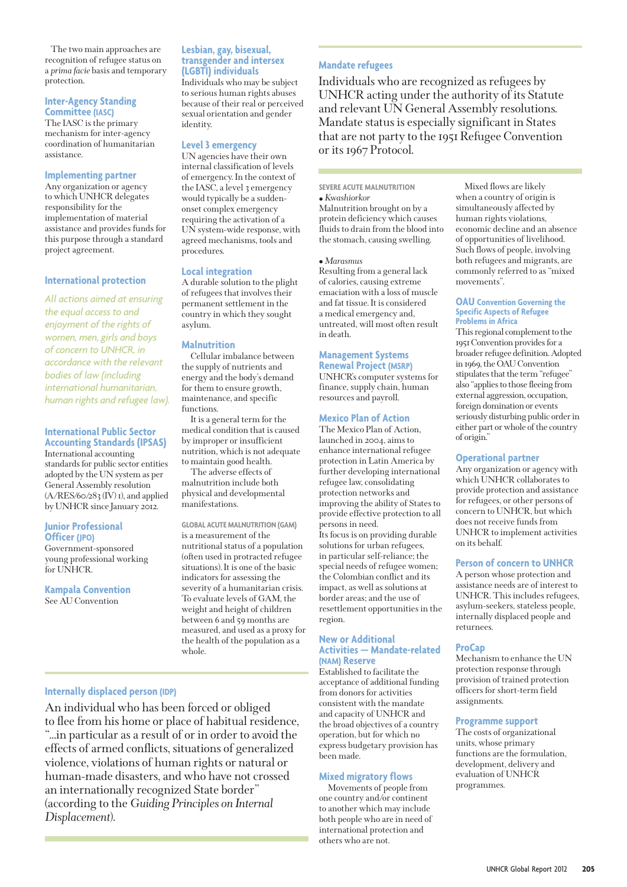The two main approaches are recognition of refugee status on a *prima facie* basis and temporary protection.

### Inter-Agency Standing Committee (IASC)
The IASC is the primary mechanism for inter-agency coordination of humanitarian assistance.

### Implementing partner
Any organization or agency to which UNHCR delegates responsibility for the implementation of material assistance and provides funds for this purpose through a standard project agreement.

### International protection
*All actions aimed at ensuring the equal access to and enjoyment of the rights of women, men, girls and boys of concern to UNHCR, in accordance with the relevant bodies of law (including international humanitarian, human rights and refugee law).*

### International Public Sector Accounting Standards (IPSAS)
International accounting standards for public sector entities adopted by the UN system as per General Assembly resolution (A/RES/60/283 (IV) 1), and applied by UNHCR since January 2012.

### Junior Professional Officer (JPO)
Government-sponsored young professional working for UNHCR.

### Kampala Convention
See AU Convention

### Lesbian, gay, bisexual, transgender and intersex (LGBTI) individuals
Individuals who may be subject to serious human rights abuses because of their real or perceived sexual orientation and gender identity.

### Level 3 emergency
UN agencies have their own internal classification of levels of emergency. In the context of the IASC, a level 3 emergency would typically be a sudden-onset complex emergency requiring the activation of a UN system-wide response, with agreed mechanisms, tools and procedures.

### Local integration
A durable solution to the plight of refugees that involves their permanent settlement in the country in which they sought asylum.

### Malnutrition
Cellular imbalance between the supply of nutrients and energy and the body's demand for them to ensure growth, maintenance, and specific functions.

It is a general term for the medical condition that is caused by improper or insufficient nutrition, which is not adequate to maintain good health.

The adverse effects of malnutrition include both physical and developmental manifestations.

GLOBAL ACUTE MALNUTRITION (GAM)
is a measurement of the nutritional status of a population (often used in protracted refugee situations). It is one of the basic indicators for assessing the severity of a humanitarian crisis. To evaluate levels of GAM, the weight and height of children between 6 and 59 months are measured, and used as a proxy for the health of the population as a whole.

### Internally displaced person (IDP)
An individual who has been forced or obliged to flee from his home or place of habitual residence, "...in particular as a result of or in order to avoid the effects of armed conflicts, situations of generalized violence, violations of human rights or natural or human-made disasters, and who have not crossed an internationally recognized State border" (according to the *Guiding Principles on Internal Displacement*).

### Mandate refugees
Individuals who are recognized as refugees by UNHCR acting under the authority of its Statute and relevant UN General Assembly resolutions. Mandate status is especially significant in States that are not party to the 1951 Refugee Convention or its 1967 Protocol.

SEVERE ACUTE MALNUTRITION

- *Kwashiorkor*
Malnutrition brought on by a protein deficiency which causes fluids to drain from the blood into the stomach, causing swelling.

- *Marasmus*
Resulting from a general lack of calories, causing extreme emaciation with a loss of muscle and fat tissue. It is considered a medical emergency and, untreated, will most often result in death.

### Management Systems Renewal Project (MSRP)
UNHCR's computer systems for finance, supply chain, human resources and payroll.

### Mexico Plan of Action
The Mexico Plan of Action, launched in 2004, aims to enhance international refugee protection in Latin America by further developing international refugee law, consolidating protection networks and improving the ability of States to provide effective protection to all persons in need.
Its focus is on providing durable solutions for urban refugees, in particular self-reliance; the special needs of refugee women; the Colombian conflict and its impact, as well as solutions at border areas; and the use of resettlement opportunities in the region.

### New or Additional Activities — Mandate-related (NAM) Reserve
Established to facilitate the acceptance of additional funding from donors for activities consistent with the mandate and capacity of UNHCR and the broad objectives of a country operation, but for which no express budgetary provision has been made.

### Mixed migratory flows
Movements of people from one country and/or continent to another which may include both people who are in need of international protection and others who are not.

Mixed flows are likely when a country of origin is simultaneously affected by human rights violations, economic decline and an absence of opportunities of livelihood. Such flows of people, involving both refugees and migrants, are commonly referred to as "mixed movements".

### OAU Convention Governing the Specific Aspects of Refugee Problems in Africa
This regional complement to the 1951 Convention provides for a broader refugee definition. Adopted in 1969, the OAU Convention stipulates that the term "refugee" also "applies to those fleeing from external aggression, occupation, foreign domination or events seriously disturbing public order in either part or whole of the country of origin."

### Operational partner
Any organization or agency with which UNHCR collaborates to provide protection and assistance for refugees, or other persons of concern to UNHCR, but which does not receive funds from UNHCR to implement activities on its behalf.

### Person of concern to UNHCR
A person whose protection and assistance needs are of interest to UNHCR. This includes refugees, asylum-seekers, stateless people, internally displaced people and returnees.

### ProCap
Mechanism to enhance the UN protection response through provision of trained protection officers for short-term field assignments.

### Programme support
The costs of organizational units, whose primary functions are the formulation, development, delivery and evaluation of UNHCR programmes.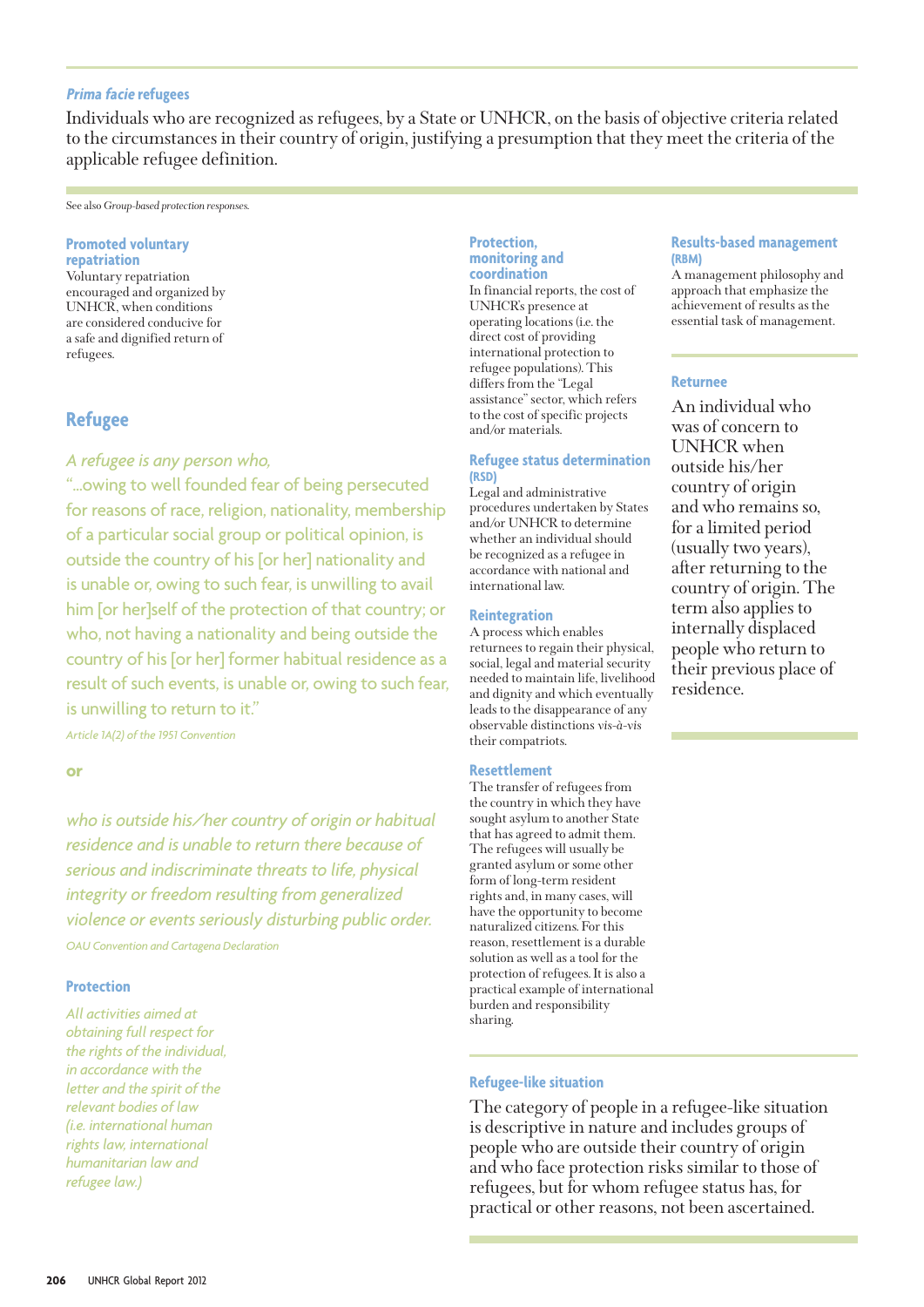### *Prima facie* refugees

Individuals who are recognized as refugees, by a State or UNHCR, on the basis of objective criteria related to the circumstances in their country of origin, justifying a presumption that they meet the criteria of the applicable refugee definition.

See also *Group-based protection responses*.

### Promoted voluntary repatriation

Voluntary repatriation encouraged and organized by UNHCR, when conditions are considered conducive for a safe and dignified return of refugees.

## Refugee

*A refugee is any person who,*

*"...owing to well founded fear of being persecuted for reasons of race, religion, nationality, membership of a particular social group or political opinion, is outside the country of his [or her] nationality and is unable or, owing to such fear, is unwilling to avail him [or her]self of the protection of that country; or who, not having a nationality and being outside the country of his [or her] former habitual residence as a result of such events, is unable or, owing to such fear, is unwilling to return to it."*

*Article 1A(2) of the 1951 Convention*

**or**

*who is outside his/her country of origin or habitual residence and is unable to return there because of serious and indiscriminate threats to life, physical integrity or freedom resulting from generalized violence or events seriously disturbing public order.*

*OAU Convention and Cartagena Declaration*

### Protection

*All activities aimed at obtaining full respect for the rights of the individual, in accordance with the letter and the spirit of the relevant bodies of law (i.e. international human rights law, international humanitarian law and refugee law.)*

### Protection, monitoring and coordination

In financial reports, the cost of UNHCR's presence at operating locations (i.e. the direct cost of providing international protection to refugee populations). This differs from the "Legal assistance" sector, which refers to the cost of specific projects and/or materials.

### Refugee status determination (RSD)

Legal and administrative procedures undertaken by States and/or UNHCR to determine whether an individual should be recognized as a refugee in accordance with national and international law.

### Reintegration

A process which enables returnees to regain their physical, social, legal and material security needed to maintain life, livelihood and dignity and which eventually leads to the disappearance of any observable distinctions *vis-à-vis* their compatriots.

### Resettlement

The transfer of refugees from the country in which they have sought asylum to another State that has agreed to admit them. The refugees will usually be granted asylum or some other form of long-term resident rights and, in many cases, will have the opportunity to become naturalized citizens. For this reason, resettlement is a durable solution as well as a tool for the protection of refugees. It is also a practical example of international burden and responsibility sharing.

### Results-based management (RBM)

A management philosophy and approach that emphasize the achievement of results as the essential task of management.

### Returnee

An individual who was of concern to UNHCR when outside his/her country of origin and who remains so, for a limited period (usually two years), after returning to the country of origin. The term also applies to internally displaced people who return to their previous place of residence.

### Refugee-like situation

The category of people in a refugee-like situation is descriptive in nature and includes groups of people who are outside their country of origin and who face protection risks similar to those of refugees, but for whom refugee status has, for practical or other reasons, not been ascertained.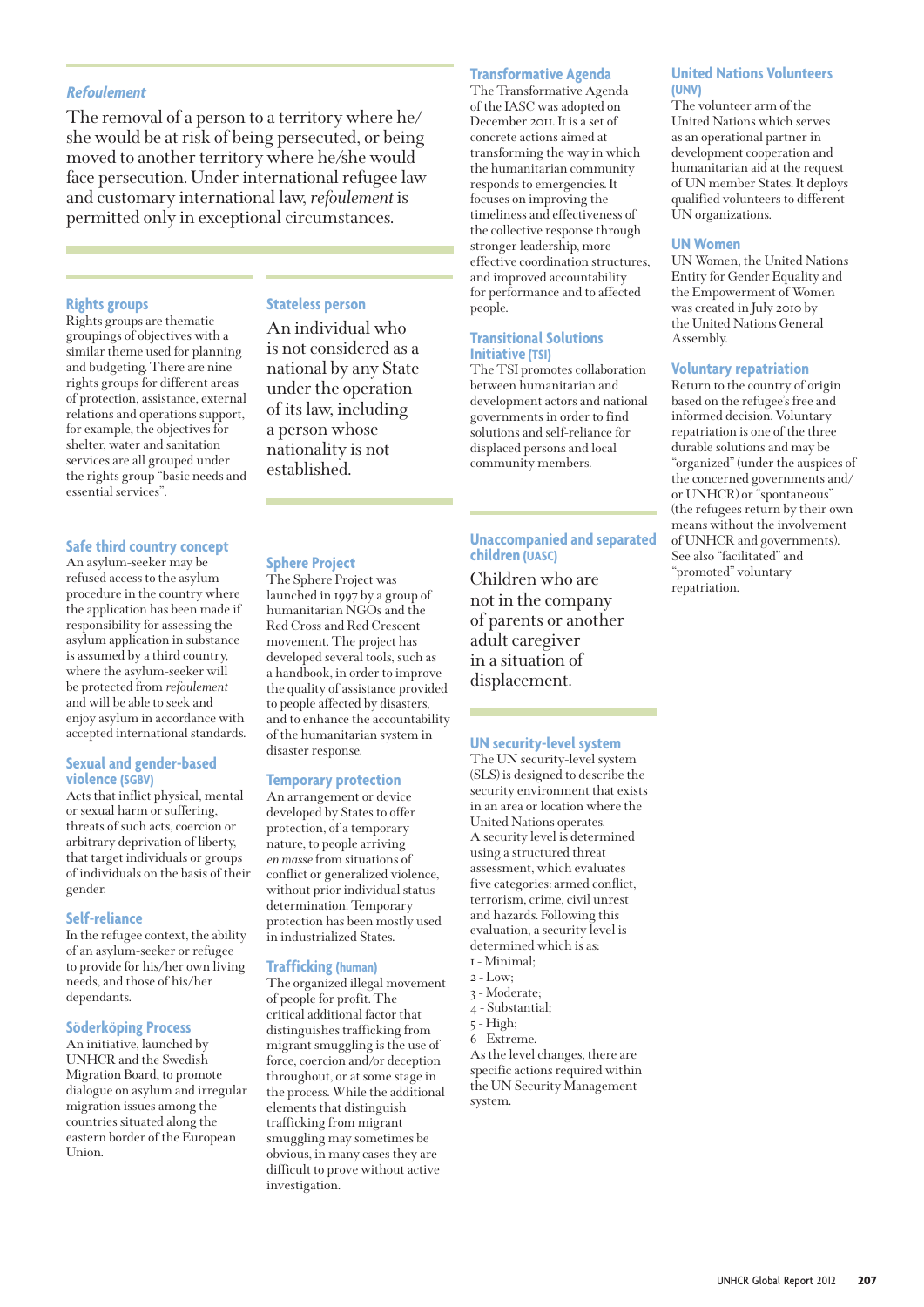### *Refoulement*

The removal of a person to a territory where he/she would be at risk of being persecuted, or being moved to another territory where he/she would face persecution. Under international refugee law and customary international law, *refoulement* is permitted only in exceptional circumstances.

### Rights groups

Rights groups are thematic groupings of objectives with a similar theme used for planning and budgeting. There are nine rights groups for different areas of protection, assistance, external relations and operations support, for example, the objectives for shelter, water and sanitation services are all grouped under the rights group "basic needs and essential services".

### Safe third country concept

An asylum-seeker may be refused access to the asylum procedure in the country where the application has been made if responsibility for assessing the asylum application in substance is assumed by a third country, where the asylum-seeker will be protected from *refoulement* and will be able to seek and enjoy asylum in accordance with accepted international standards.

### Sexual and gender-based violence (SGBV)

Acts that inflict physical, mental or sexual harm or suffering, threats of such acts, coercion or arbitrary deprivation of liberty, that target individuals or groups of individuals on the basis of their gender.

### Self-reliance

In the refugee context, the ability of an asylum-seeker or refugee to provide for his/her own living needs, and those of his/her dependants.

### Söderköping Process

An initiative, launched by UNHCR and the Swedish Migration Board, to promote dialogue on asylum and irregular migration issues among the countries situated along the eastern border of the European Union.

### Stateless person

An individual who is not considered as a national by any State under the operation of its law, including a person whose nationality is not established.

### Sphere Project

The Sphere Project was launched in 1997 by a group of humanitarian NGOs and the Red Cross and Red Crescent movement. The project has developed several tools, such as a handbook, in order to improve the quality of assistance provided to people affected by disasters, and to enhance the accountability of the humanitarian system in disaster response.

### Temporary protection

An arrangement or device developed by States to offer protection, of a temporary nature, to people arriving *en masse* from situations of conflict or generalized violence, without prior individual status determination. Temporary protection has been mostly used in industrialized States.

### Trafficking (human)

The organized illegal movement of people for profit. The critical additional factor that distinguishes trafficking from migrant smuggling is the use of force, coercion and/or deception throughout, or at some stage in the process. While the additional elements that distinguish trafficking from migrant smuggling may sometimes be obvious, in many cases they are difficult to prove without active investigation.

### Transformative Agenda

The Transformative Agenda of the IASC was adopted on December 2011. It is a set of concrete actions aimed at transforming the way in which the humanitarian community responds to emergencies. It focuses on improving the timeliness and effectiveness of the collective response through stronger leadership, more effective coordination structures, and improved accountability for performance and to affected people.

### Transitional Solutions Initiative (TSI)

The TSI promotes collaboration between humanitarian and development actors and national governments in order to find solutions and self-reliance for displaced persons and local community members.

### Unaccompanied and separated children (UASC)

Children who are not in the company of parents or another adult caregiver in a situation of displacement.

### UN security-level system

The UN security-level system (SLS) is designed to describe the security environment that exists in an area or location where the United Nations operates. A security level is determined using a structured threat assessment, which evaluates five categories: armed conflict, terrorism, crime, civil unrest and hazards. Following this evaluation, a security level is determined which is as:

1 - Minimal;
2 - Low;
3 - Moderate;
4 - Substantial;
5 - High;
6 - Extreme.

As the level changes, there are specific actions required within the UN Security Management system.

### United Nations Volunteers (UNV)

The volunteer arm of the United Nations which serves as an operational partner in development cooperation and humanitarian aid at the request of UN member States. It deploys qualified volunteers to different UN organizations.

### UN Women

UN Women, the United Nations Entity for Gender Equality and the Empowerment of Women was created in July 2010 by the United Nations General Assembly.

### Voluntary repatriation

Return to the country of origin based on the refugee's free and informed decision. Voluntary repatriation is one of the three durable solutions and may be "organized" (under the auspices of the concerned governments and/or UNHCR) or "spontaneous" (the refugees return by their own means without the involvement of UNHCR and governments). See also "facilitated" and "promoted" voluntary repatriation.